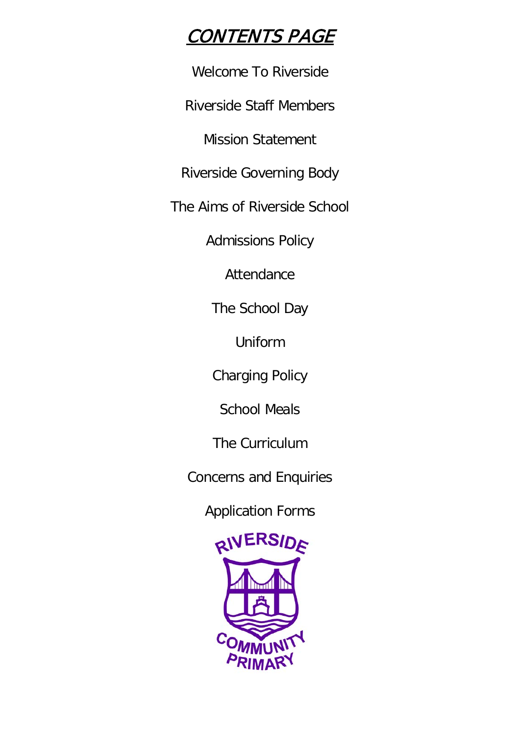# CONTENTS PAGE

Welcome To Riverside

Riverside Staff Members

Mission Statement

Riverside Governing Body

The Aims of Riverside School

Admissions Policy

Attendance

The School Day

Uniform

Charging Policy

School Meals

The Curriculum

Concerns and Enquiries

Application Forms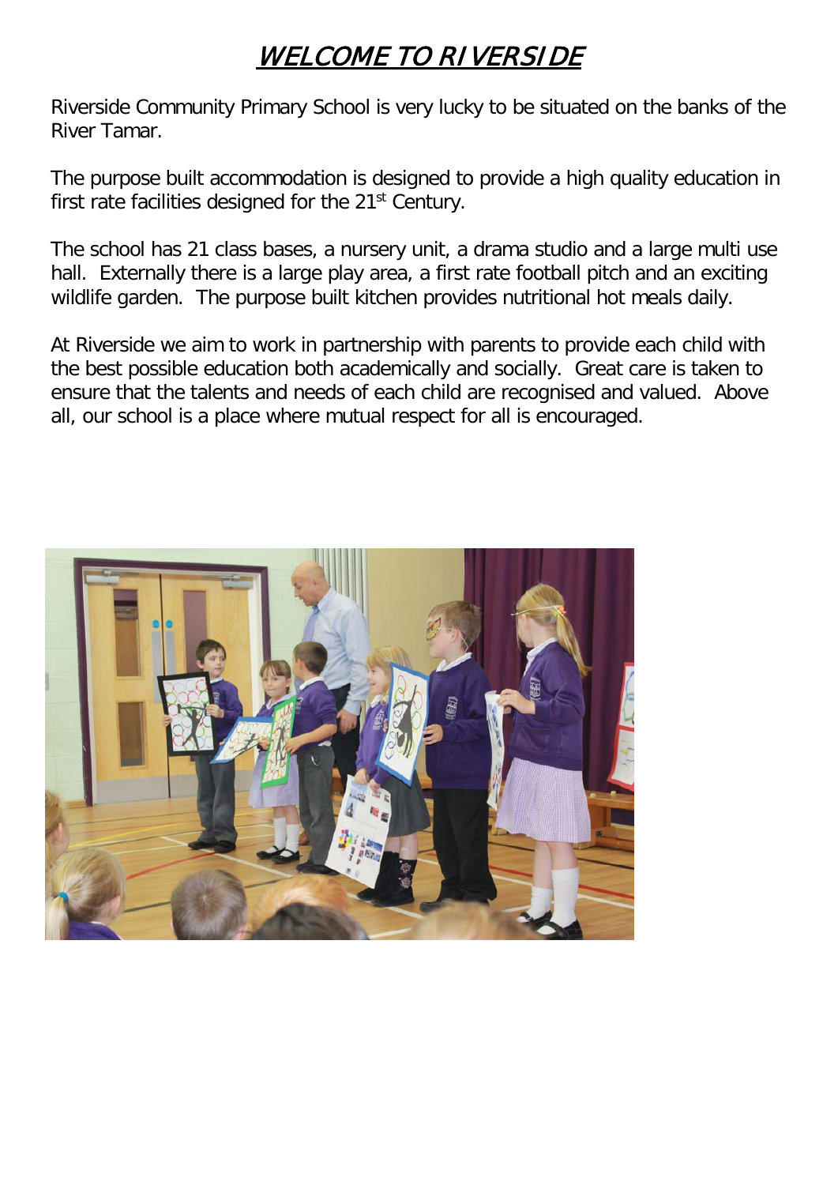# WELCOME TO RIVERSIDE

Riverside Community Primary School is very lucky to be situated on the banks of the River Tamar.

The purpose built accommodation is designed to provide a high quality education in first rate facilities designed for the 21st Century.

The school has 21 class bases, a nursery unit, a drama studio and a large multi use hall. Externally there is a large play area, a first rate football pitch and an exciting wildlife garden. The purpose built kitchen provides nutritional hot meals daily.

At Riverside we aim to work in partnership with parents to provide each child with the best possible education both academically and socially. Great care is taken to ensure that the talents and needs of each child are recognised and valued. Above all, our school is a place where mutual respect for all is encouraged.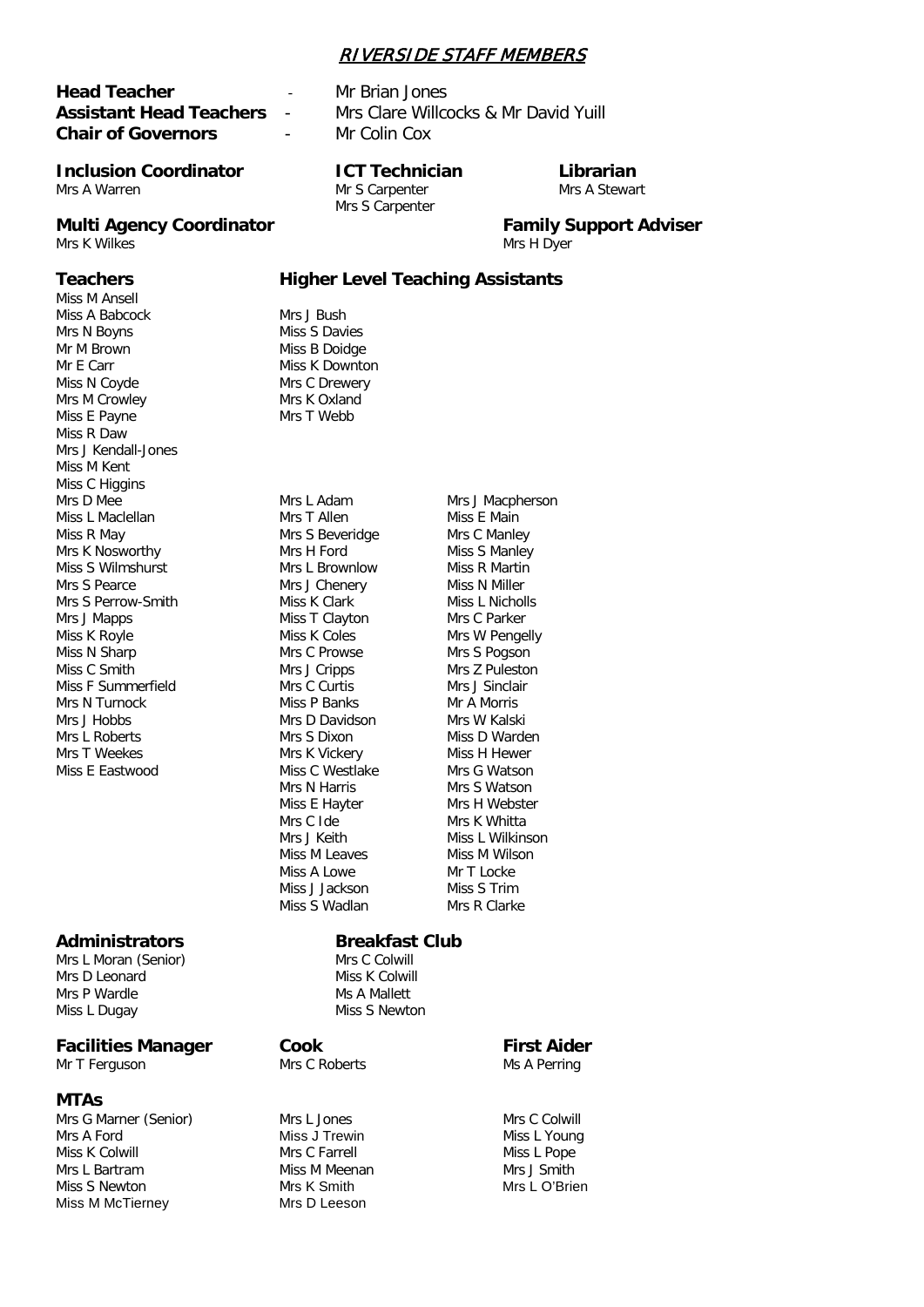# RIVERSIDE STAFF MEMBERS

**Head Teacher** - Mr Brian Jones
**Assistant Head Teachers** - Mrs Clare Willcocks & Mr David Yuill
**Chair of Governors** - Mr Colin Cox

**Inclusion Coordinator**
Mrs A Warren

**ICT Technician**
Mr S Carpenter
Mrs S Carpenter

**Librarian**
Mrs A Stewart

**Multi Agency Coordinator**
Mrs K Wilkes

**Family Support Adviser**
Mrs H Dyer

## Teachers

Miss M Ansell
Miss A Babcock
Mrs N Boyns
Mr M Brown
Mr E Carr
Miss N Coyde
Mrs M Crowley
Miss E Payne
Miss R Daw
Mrs J Kendall-Jones
Miss M Kent
Miss C Higgins
Mrs D Mee
Miss L Maclellan
Miss R May
Mrs K Nosworthy
Miss S Wilmshurst
Mrs S Pearce
Mrs S Perrow-Smith
Mrs J Mapps
Miss K Royle
Miss N Sharp
Miss C Smith
Miss F Summerfield
Mrs N Turnock
Mrs J Hobbs
Mrs L Roberts
Mrs T Weekes
Miss E Eastwood

## Higher Level Teaching Assistants

Mrs J Bush
Miss S Davies
Miss B Doidge
Miss K Downton
Mrs C Drewery
Mrs K Oxland
Mrs T Webb

Mrs L Adam
Mrs T Allen
Mrs S Beveridge
Mrs H Ford
Mrs L Brownlow
Mrs J Chenery
Miss K Clark
Miss T Clayton
Miss K Coles
Mrs C Prowse
Mrs J Cripps
Mrs C Curtis
Miss P Banks
Mrs D Davidson
Mrs S Dixon
Mrs K Vickery
Miss C Westlake
Mrs N Harris
Miss E Hayter
Mrs C Ide
Mrs J Keith
Miss M Leaves
Miss A Lowe
Miss J Jackson
Miss S Wadlan

Mrs J Macpherson
Miss E Main
Mrs C Manley
Miss S Manley
Miss R Martin
Miss N Miller
Miss L Nicholls
Mrs C Parker
Mrs W Pengelly
Mrs S Pogson
Mrs Z Puleston
Mrs J Sinclair
Mr A Morris
Mrs W Kalski
Miss D Warden
Miss H Hewer
Mrs G Watson
Mrs S Watson
Mrs H Webster
Mrs K Whitta
Miss L Wilkinson
Miss M Wilson
Mr T Locke
Miss S Trim
Mrs R Clarke

## Administrators

Mrs L Moran (Senior)
Mrs D Leonard
Mrs P Wardle
Miss L Dugay

## Breakfast Club

Mrs C Colwill
Miss K Colwill
Ms A Mallett
Miss S Newton

**Facilities Manager**
Mr T Ferguson

**Cook**
Mrs C Roberts

**First Aider**
Ms A Perring

## MTAs

Mrs G Marner (Senior)
Mrs A Ford
Miss K Colwill
Mrs L Bartram
Miss S Newton
Miss M McTierney

Mrs L Jones
Miss J Trewin
Mrs C Farrell
Miss M Meenan
Mrs K Smith
Mrs D Leeson

Mrs C Colwill
Miss L Young
Miss L Pope
Mrs J Smith
Mrs L O'Brien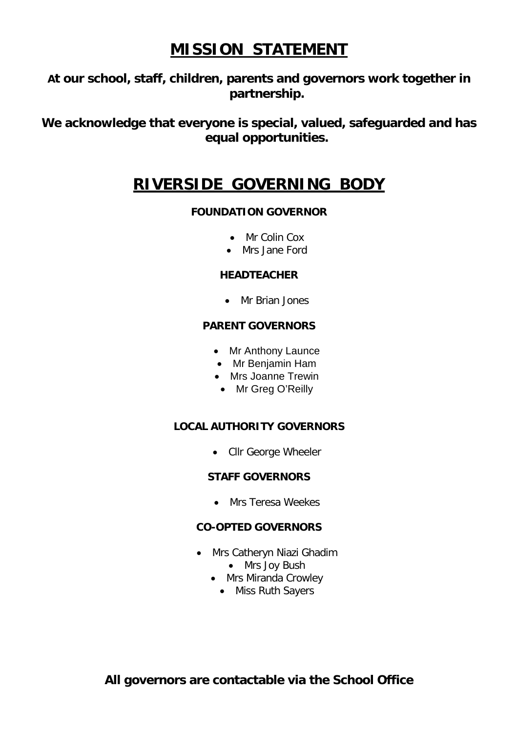# MISSION STATEMENT

**At our school, staff, children, parents and governors work together in partnership.**

**We acknowledge that everyone is special, valued, safeguarded and has equal opportunities.**

# RIVERSIDE GOVERNING BODY

### FOUNDATION GOVERNOR

- Mr Colin Cox
- Mrs Jane Ford

### HEADTEACHER

- Mr Brian Jones

### PARENT GOVERNORS

- Mr Anthony Launce
- Mr Benjamin Ham
- Mrs Joanne Trewin
- Mr Greg O'Reilly

### LOCAL AUTHORITY GOVERNORS

- Cllr George Wheeler

### STAFF GOVERNORS

- Mrs Teresa Weekes

### CO-OPTED GOVERNORS

- Mrs Catheryn Niazi Ghadim
- Mrs Joy Bush
- Mrs Miranda Crowley
- Miss Ruth Sayers

**All governors are contactable via the School Office**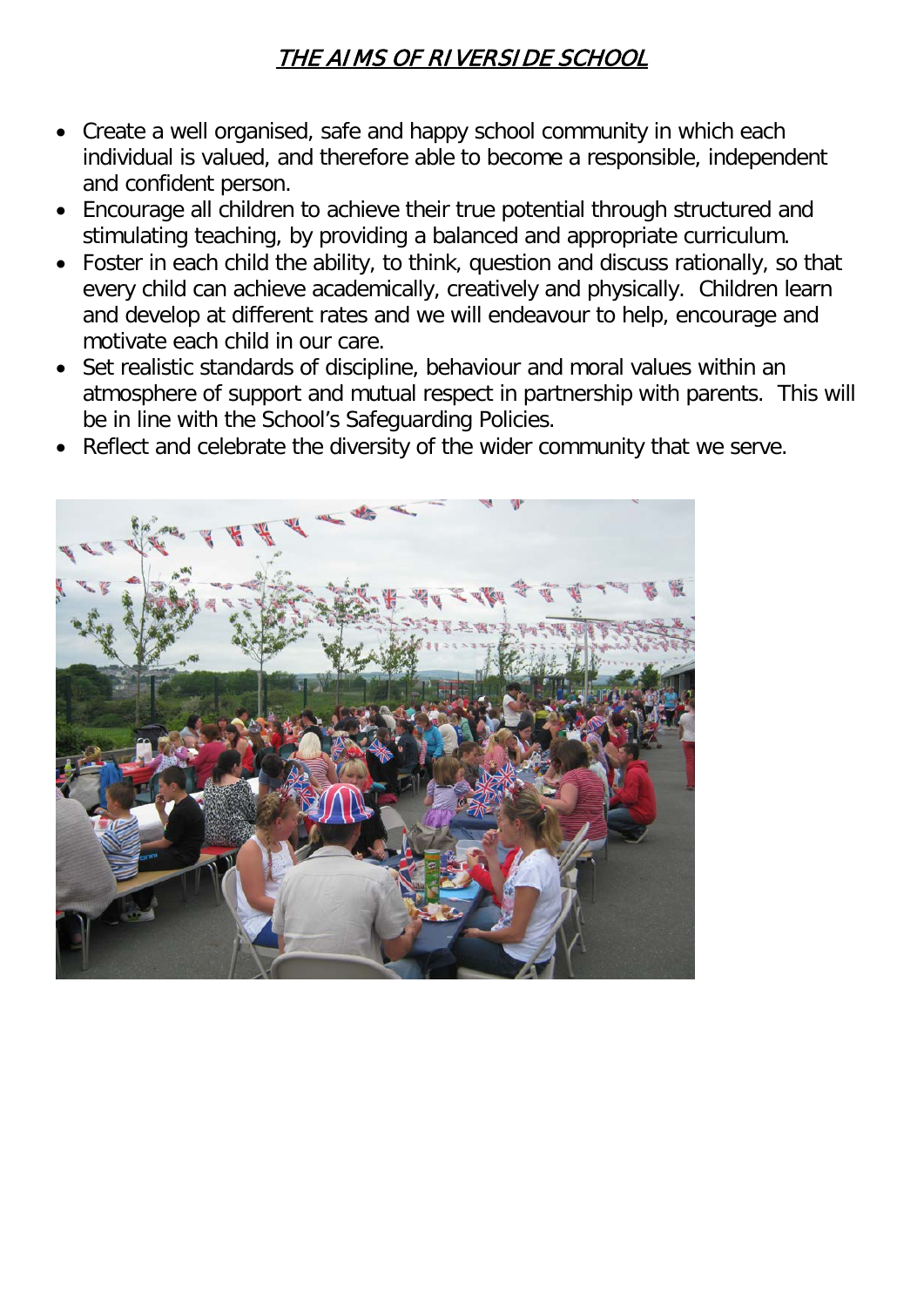# THE AIMS OF RIVERSIDE SCHOOL

- Create a well organised, safe and happy school community in which each individual is valued, and therefore able to become a responsible, independent and confident person.
- Encourage all children to achieve their true potential through structured and stimulating teaching, by providing a balanced and appropriate curriculum.
- Foster in each child the ability, to think, question and discuss rationally, so that every child can achieve academically, creatively and physically. Children learn and develop at different rates and we will endeavour to help, encourage and motivate each child in our care.
- Set realistic standards of discipline, behaviour and moral values within an atmosphere of support and mutual respect in partnership with parents. This will be in line with the School's Safeguarding Policies.
- Reflect and celebrate the diversity of the wider community that we serve.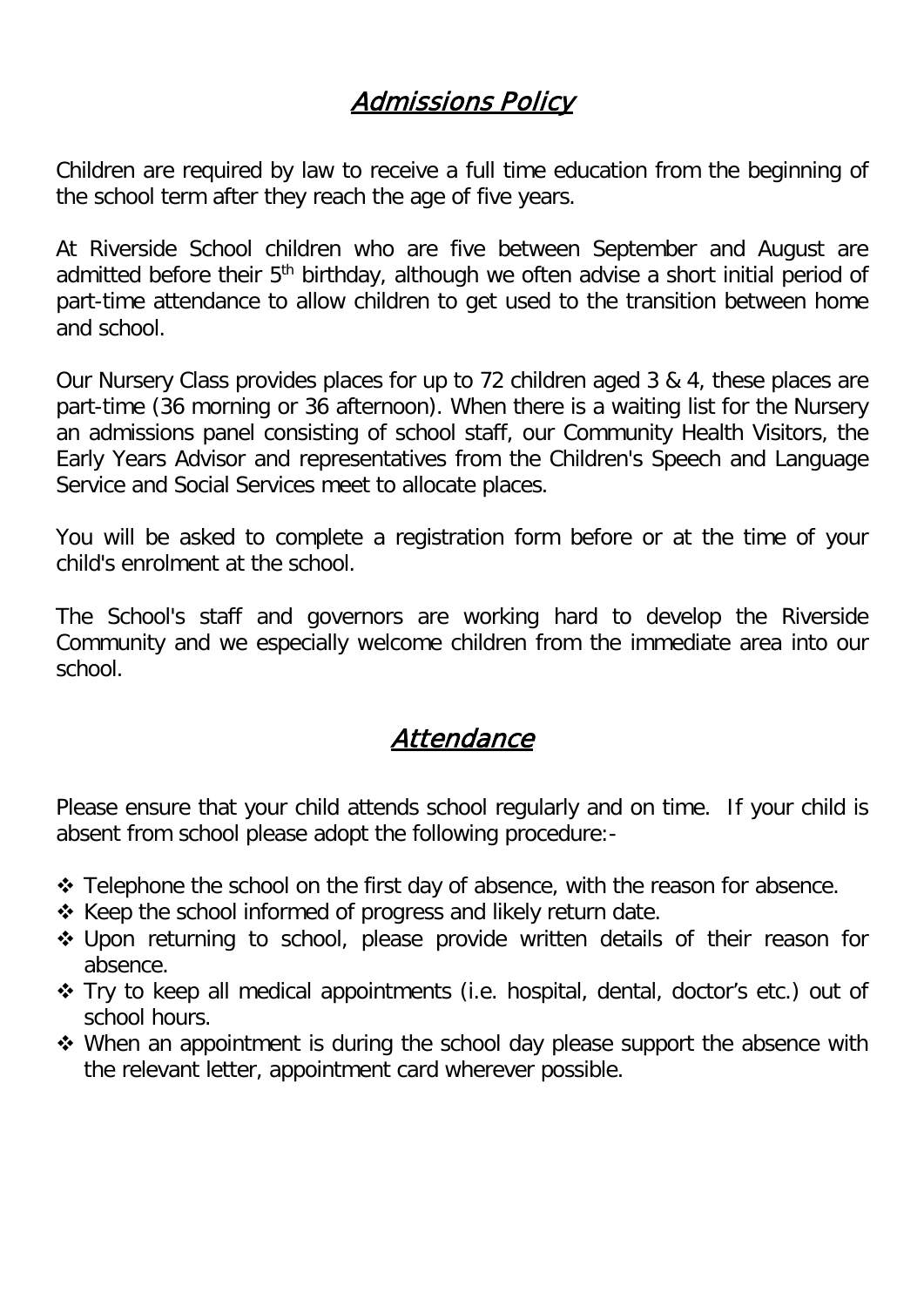## *Admissions Policy*

Children are required by law to receive a full time education from the beginning of the school term after they reach the age of five years.

At Riverside School children who are five between September and August are admitted before their 5th birthday, although we often advise a short initial period of part-time attendance to allow children to get used to the transition between home and school.

Our Nursery Class provides places for up to 72 children aged 3 & 4, these places are part-time (36 morning or 36 afternoon). When there is a waiting list for the Nursery an admissions panel consisting of school staff, our Community Health Visitors, the Early Years Advisor and representatives from the Children's Speech and Language Service and Social Services meet to allocate places.

You will be asked to complete a registration form before or at the time of your child's enrolment at the school.

The School's staff and governors are working hard to develop the Riverside Community and we especially welcome children from the immediate area into our school.

## *Attendance*

Please ensure that your child attends school regularly and on time. If your child is absent from school please adopt the following procedure:-

- Telephone the school on the first day of absence, with the reason for absence.
- Keep the school informed of progress and likely return date.
- Upon returning to school, please provide written details of their reason for absence.
- Try to keep all medical appointments (i.e. hospital, dental, doctor's etc.) out of school hours.
- When an appointment is during the school day please support the absence with the relevant letter, appointment card wherever possible.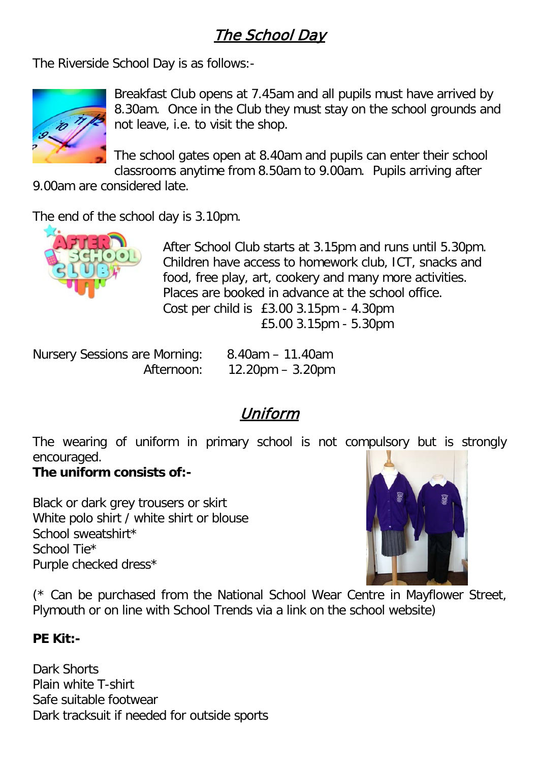## The School Day

The Riverside School Day is as follows:-

Breakfast Club opens at 7.45am and all pupils must have arrived by 8.30am. Once in the Club they must stay on the school grounds and not leave, i.e. to visit the shop.

The school gates open at 8.40am and pupils can enter their school classrooms anytime from 8.50am to 9.00am. Pupils arriving after 9.00am are considered late.

The end of the school day is 3.10pm.

After School Club starts at 3.15pm and runs until 5.30pm. Children have access to homework club, ICT, snacks and food, free play, art, cookery and many more activities. Places are booked in advance at the school office.

Cost per child is £3.00 3.15pm - 4.30pm
£5.00 3.15pm - 5.30pm

Nursery Sessions are Morning: 8.40am – 11.40am
Afternoon: 12.20pm – 3.20pm

## Uniform

The wearing of uniform in primary school is not compulsory but is strongly encouraged.

**The uniform consists of:-**

Black or dark grey trousers or skirt
White polo shirt / white shirt or blouse
School sweatshirt*
School Tie*
Purple checked dress*

(* Can be purchased from the National School Wear Centre in Mayflower Street, Plymouth or on line with School Trends via a link on the school website)

**PE Kit:-**

Dark Shorts
Plain white T-shirt
Safe suitable footwear
Dark tracksuit if needed for outside sports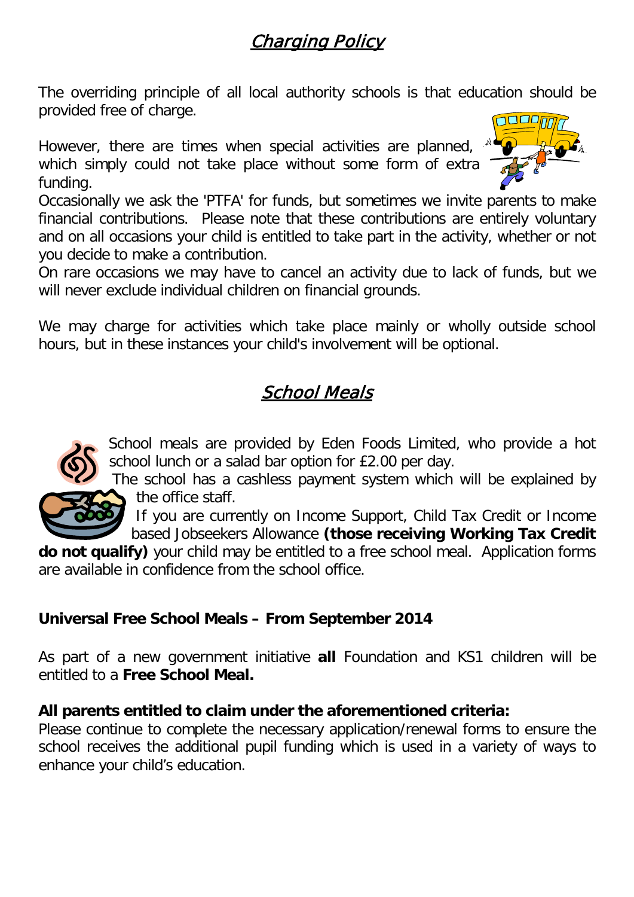## Charging Policy

The overriding principle of all local authority schools is that education should be provided free of charge.

However, there are times when special activities are planned, which simply could not take place without some form of extra funding.
Occasionally we ask the 'PTFA' for funds, but sometimes we invite parents to make financial contributions. Please note that these contributions are entirely voluntary and on all occasions your child is entitled to take part in the activity, whether or not you decide to make a contribution.
On rare occasions we may have to cancel an activity due to lack of funds, but we will never exclude individual children on financial grounds.

We may charge for activities which take place mainly or wholly outside school hours, but in these instances your child's involvement will be optional.

## School Meals

School meals are provided by Eden Foods Limited, who provide a hot school lunch or a salad bar option for £2.00 per day.
The school has a cashless payment system which will be explained by the office staff.
If you are currently on Income Support, Child Tax Credit or Income based Jobseekers Allowance **(those receiving Working Tax Credit do not qualify)** your child may be entitled to a free school meal. Application forms are available in confidence from the school office.

**Universal Free School Meals – From September 2014**

As part of a new government initiative **all** Foundation and KS1 children will be entitled to a **Free School Meal.**

**All parents entitled to claim under the aforementioned criteria:**
Please continue to complete the necessary application/renewal forms to ensure the school receives the additional pupil funding which is used in a variety of ways to enhance your child's education.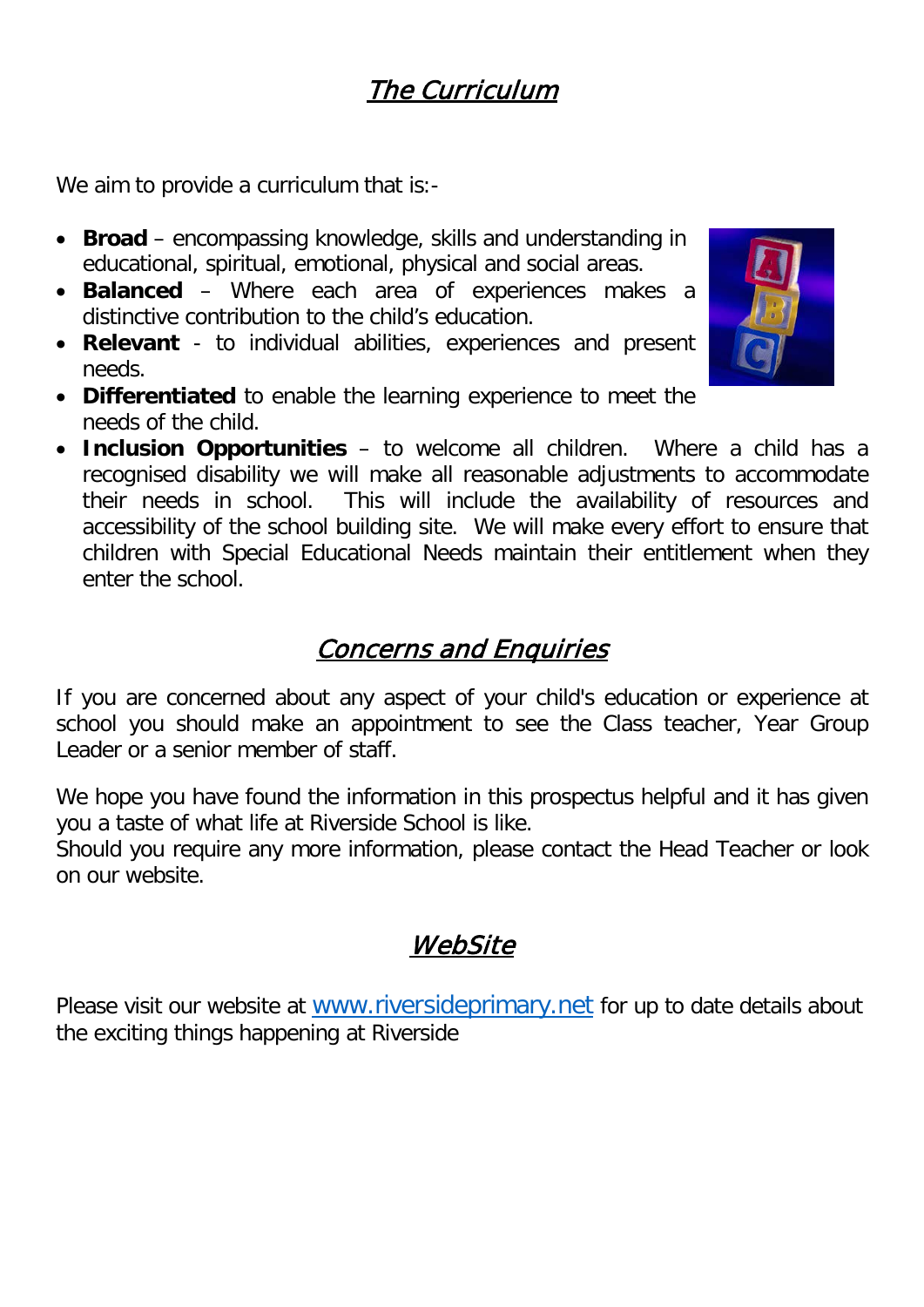## *The Curriculum*

We aim to provide a curriculum that is:-

- **Broad** – encompassing knowledge, skills and understanding in educational, spiritual, emotional, physical and social areas.
- **Balanced** – Where each area of experiences makes a distinctive contribution to the child's education.
- **Relevant** - to individual abilities, experiences and present needs.
- **Differentiated** to enable the learning experience to meet the needs of the child.
- **Inclusion Opportunities** – to welcome all children. Where a child has a recognised disability we will make all reasonable adjustments to accommodate their needs in school. This will include the availability of resources and accessibility of the school building site. We will make every effort to ensure that children with Special Educational Needs maintain their entitlement when they enter the school.

## *Concerns and Enquiries*

If you are concerned about any aspect of your child's education or experience at school you should make an appointment to see the Class teacher, Year Group Leader or a senior member of staff.

We hope you have found the information in this prospectus helpful and it has given you a taste of what life at Riverside School is like.
Should you require any more information, please contact the Head Teacher or look on our website.

## *WebSite*

Please visit our website at www.riversideprimary.net for up to date details about the exciting things happening at Riverside